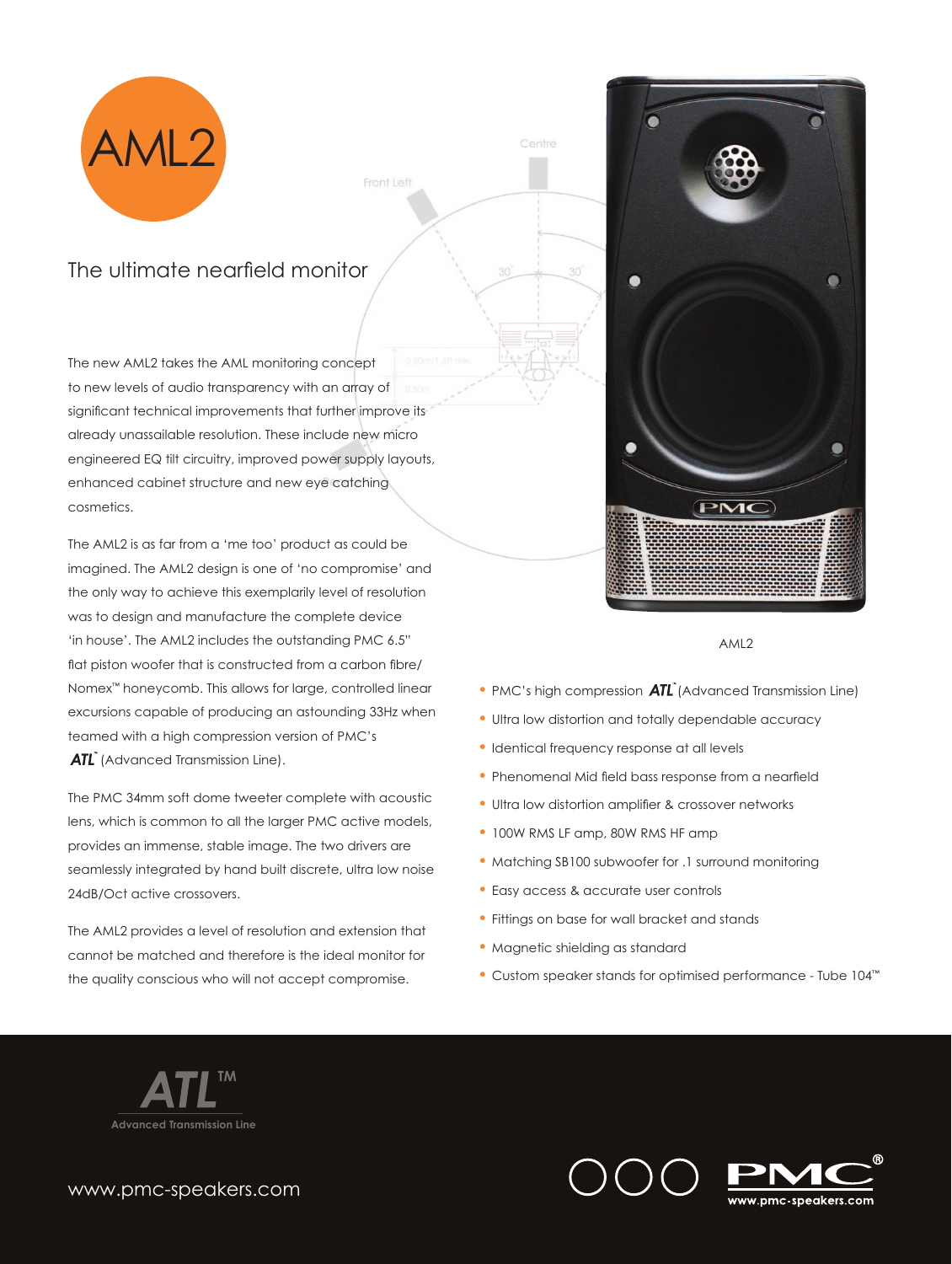# AML2

## The ultimate nearfield monitor

The new AML2 takes the AML monitoring concept to new levels of audio transparency with an array of significant technical improvements that further improve its already unassailable resolution. These include new micro engineered EQ tilt circuitry, improved power supply layouts, enhanced cabinet structure and new eye catching cosmetics.

The AML2 is as far from a 'me too' product as could be imagined. The AML2 design is one of 'no compromise' and the only way to achieve this exemplarily level of resolution was to design and manufacture the complete device 'in house'. The AML2 includes the outstanding PMC 6.5" flat piston woofer that is constructed from a carbon fibre/ Nomex™ honeycomb. This allows for large, controlled linear excursions capable of producing an astounding 33Hz when teamed with a high compression version of PMC's **ATL**™ (Advanced Transmission Line).

The PMC 34mm soft dome tweeter complete with acoustic lens, which is common to all the larger PMC active models, provides an immense, stable image. The two drivers are seamlessly integrated by hand built discrete, ultra low noise 24dB/Oct active crossovers.

The AML2 provides a level of resolution and extension that cannot be matched and therefore is the ideal monitor for the quality conscious who will not accept compromise.

AML2

- PMC's high compression **ATL**™ (Advanced Transmission Line)
- Ultra low distortion and totally dependable accuracy
- Identical frequency response at all levels
- Phenomenal Mid field bass response from a nearfield
- Ultra low distortion amplifier & crossover networks
- 100W RMS LF amp, 80W RMS HF amp
- Matching SB100 subwoofer for .1 surround monitoring
- Easy access & accurate user controls
- Fittings on base for wall bracket and stands
- Magnetic shielding as standard
- Custom speaker stands for optimised performance - Tube 104™

**ATL**™ Advanced Transmission Line

www.pmc-speakers.com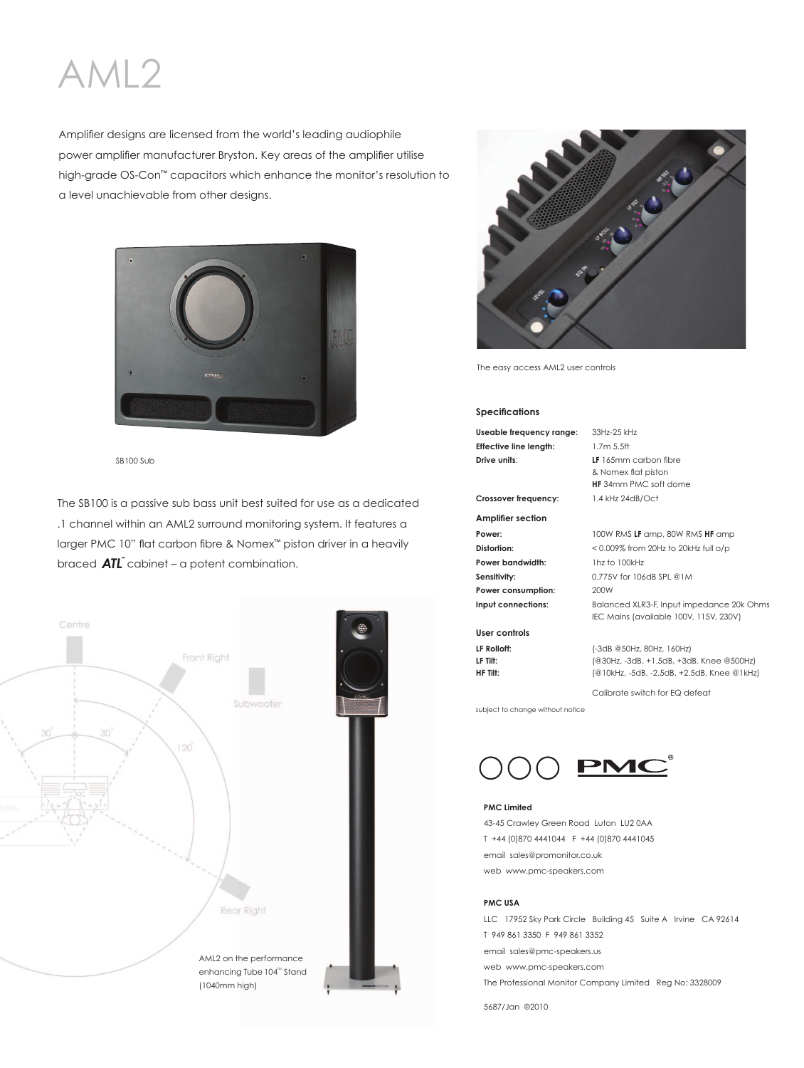# AML2

Amplifier designs are licensed from the world's leading audiophile power amplifier manufacturer Bryston. Key areas of the amplifier utilise high-grade OS-Con™ capacitors which enhance the monitor's resolution to a level unachievable from other designs.

SB100 Sub

The SB100 is a passive sub bass unit best suited for use as a dedicated .1 channel within an AML2 surround monitoring system. It features a larger PMC 10" flat carbon fibre & Nomex™ piston driver in a heavily braced *ATL*™ cabinet – a potent combination.

Centre

Front Right

Subwoofer

30° 30°

120°

Rear Right

AML2 on the performance enhancing Tube 104™ Stand (1040mm high)

The easy access AML2 user controls

### Specifications

| | |
|---|---|
| **Useable frequency range:** | 33Hz-25 kHz |
| **Effective line length:** | 1.7m 5.5ft |
| **Drive units:** | **LF** 165mm carbon fibre & Nomex flat piston<br>**HF** 34mm PMC soft dome |
| **Crossover frequency:** | 1.4 kHz 24dB/Oct |

### Amplifier section

| | |
|---|---|
| **Power:** | 100W RMS **LF** amp, 80W RMS **HF** amp |
| **Distortion:** | < 0.009% from 20Hz to 20kHz full o/p |
| **Power bandwidth:** | 1hz to 100kHz |
| **Sensitivity:** | 0.775V for 106dB SPL @1M |
| **Power consumption:** | 200W |
| **Input connections:** | Balanced XLR3-F, Input impedance 20k Ohms<br>IEC Mains (available 100V, 115V, 230V) |

### User controls

| | |
|---|---|
| **LF Rolloff:** | (-3dB @50Hz, 80Hz, 160Hz) |
| **LF Tilt:** | (@30Hz, -3dB, +1.5dB, +3dB. Knee @500Hz) |
| **HF Tilt:** | (@10kHz, -5dB, -2.5dB, +2.5dB. Knee @1kHz) |
| | Calibrate switch for EQ defeat |

subject to change without notice

PMC®

**PMC Limited**

43-45 Crawley Green Road Luton LU2 0AA

T +44 (0)870 4441044 F +44 (0)870 4441045

email sales@promonitor.co.uk

web www.pmc-speakers.com

**PMC USA**

LLC 17952 Sky Park Circle Building 45 Suite A Irvine CA 92614

T 949 861 3350 F 949 861 3352

email sales@pmc-speakers.us

web www.pmc-speakers.com

The Professional Monitor Company Limited Reg No: 3328009

5687/Jan ©2010